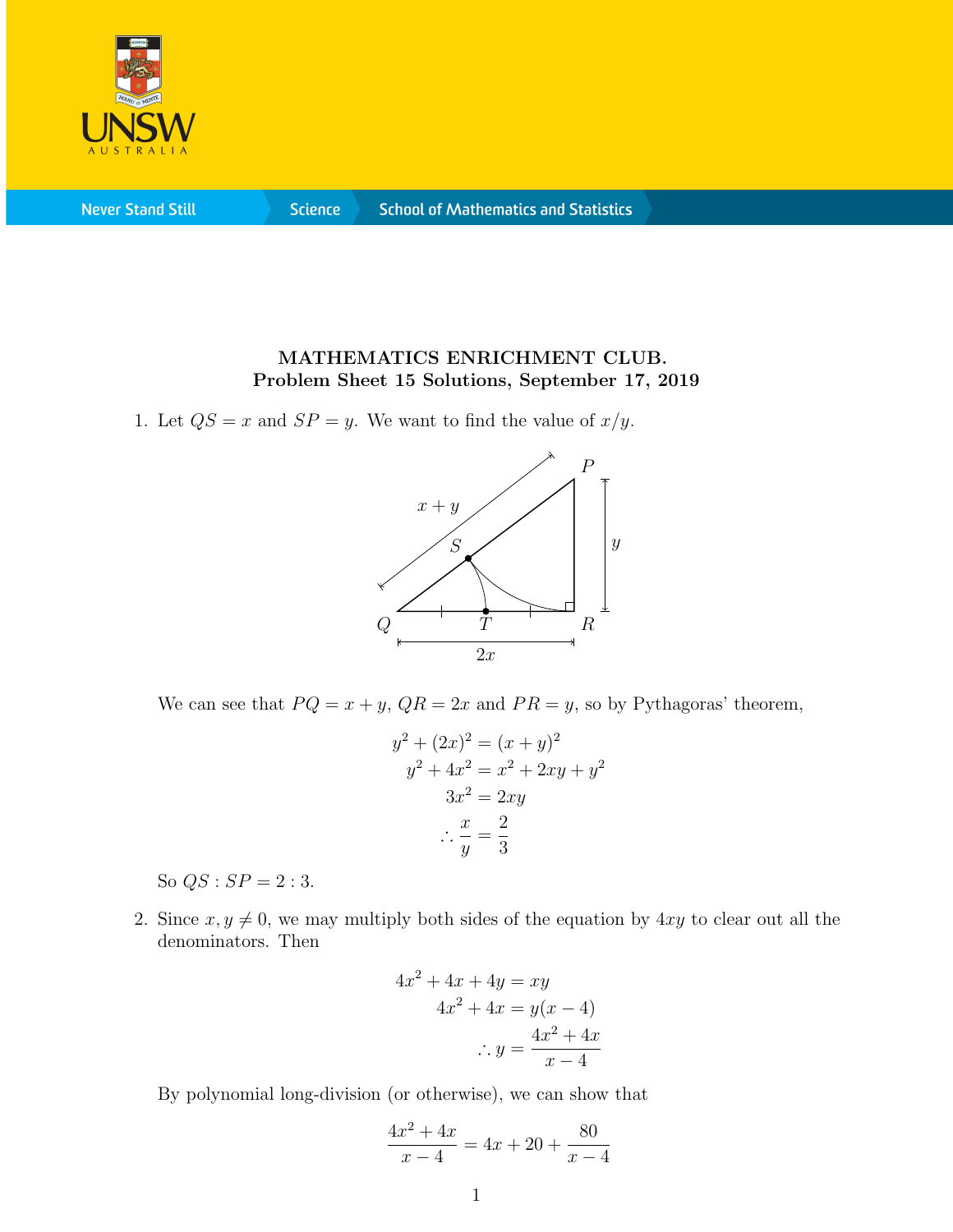**MATHEMATICS ENRICHMENT CLUB.**
**Problem Sheet 15 Solutions, September 17, 2019**

1. Let $QS = x$ and $SP = y$. We want to find the value of $x/y$.

   We can see that $PQ = x + y$, $QR = 2x$ and $PR = y$, so by Pythagoras' theorem,

$$
\begin{aligned}
y^2 + (2x)^2 &= (x+y)^2 \\
y^2 + 4x^2 &= x^2 + 2xy + y^2 \\
3x^2 &= 2xy \\
\therefore \frac{x}{y} &= \frac{2}{3}
\end{aligned}
$$

   So $QS : SP = 2 : 3$.

2. Since $x, y \neq 0$, we may multiply both sides of the equation by $4xy$ to clear out all the denominators. Then

$$
\begin{aligned}
4x^2 + 4x + 4y &= xy \\
4x^2 + 4x &= y(x-4) \\
\therefore y &= \frac{4x^2 + 4x}{x-4}
\end{aligned}
$$

   By polynomial long-division (or otherwise), we can show that

$$
\frac{4x^2 + 4x}{x-4} = 4x + 20 + \frac{80}{x-4}
$$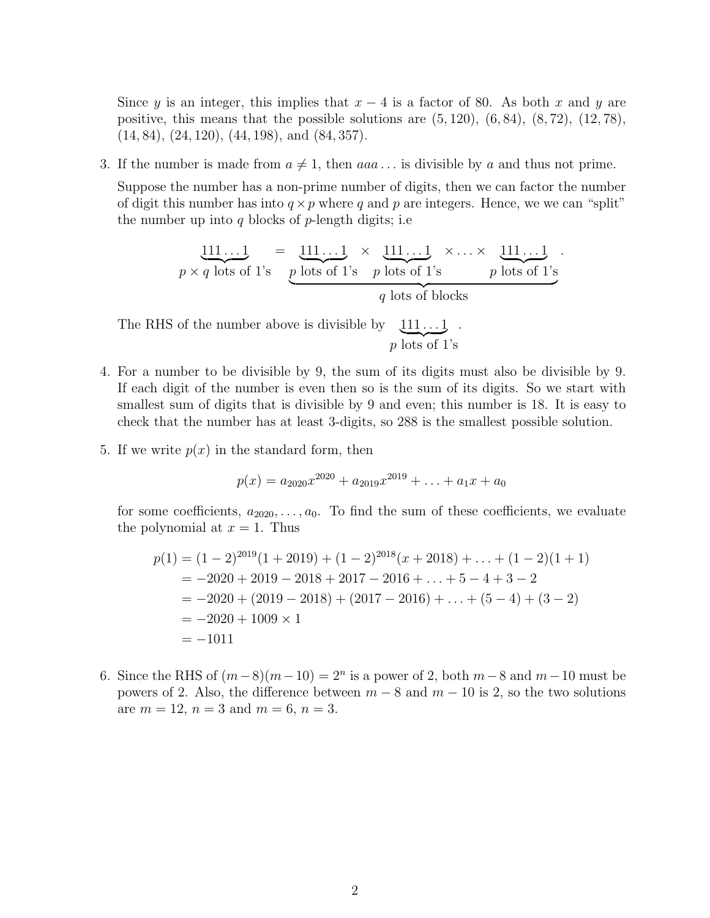Since $y$ is an integer, this implies that $x-4$ is a factor of 80. As both $x$ and $y$ are positive, this means that the possible solutions are $(5,120)$, $(6,84)$, $(8,72)$, $(12,78)$, $(14,84)$, $(24,120)$, $(44,198)$, and $(84,357)$.

3. If the number is made from $a \neq 1$, then $aaa\ldots$ is divisible by $a$ and thus not prime.

   Suppose the number has a non-prime number of digits, then we can factor the number of digit this number has into $q \times p$ where $q$ and $p$ are integers. Hence, we we can "split" the number up into $q$ blocks of $p$-length digits; i.e

$$\underbrace{111\ldots1}_{p\times q \text{ lots of 1's}} = \underbrace{\underbrace{111\ldots1}_{p \text{ lots of 1's}} \times \underbrace{111\ldots1}_{p \text{ lots of 1's}} \times \ldots \times \underbrace{111\ldots1}_{p \text{ lots of 1's}}}_{q \text{ lots of blocks}}.$$

   The RHS of the number above is divisible by $\underbrace{111\ldots1}_{p \text{ lots of 1's}}$.

4. For a number to be divisible by 9, the sum of its digits must also be divisible by 9. If each digit of the number is even then so is the sum of its digits. So we start with smallest sum of digits that is divisible by 9 and even; this number is 18. It is easy to check that the number has at least 3-digits, so 288 is the smallest possible solution.

5. If we write $p(x)$ in the standard form, then

$$p(x) = a_{2020}x^{2020} + a_{2019}x^{2019} + \ldots + a_1x + a_0$$

   for some coefficients, $a_{2020}, \ldots, a_0$. To find the sum of these coefficients, we evaluate the polynomial at $x = 1$. Thus

$$\begin{aligned}
p(1) &= (1-2)^{2019}(1+2019) + (1-2)^{2018}(x+2018) + \ldots + (1-2)(1+1) \\
&= -2020 + 2019 - 2018 + 2017 - 2016 + \ldots + 5 - 4 + 3 - 2 \\
&= -2020 + (2019-2018) + (2017-2016) + \ldots + (5-4) + (3-2) \\
&= -2020 + 1009 \times 1 \\
&= -1011
\end{aligned}$$

6. Since the RHS of $(m-8)(m-10) = 2^n$ is a power of 2, both $m-8$ and $m-10$ must be powers of 2. Also, the difference between $m-8$ and $m-10$ is 2, so the two solutions are $m = 12$, $n = 3$ and $m = 6$, $n = 3$.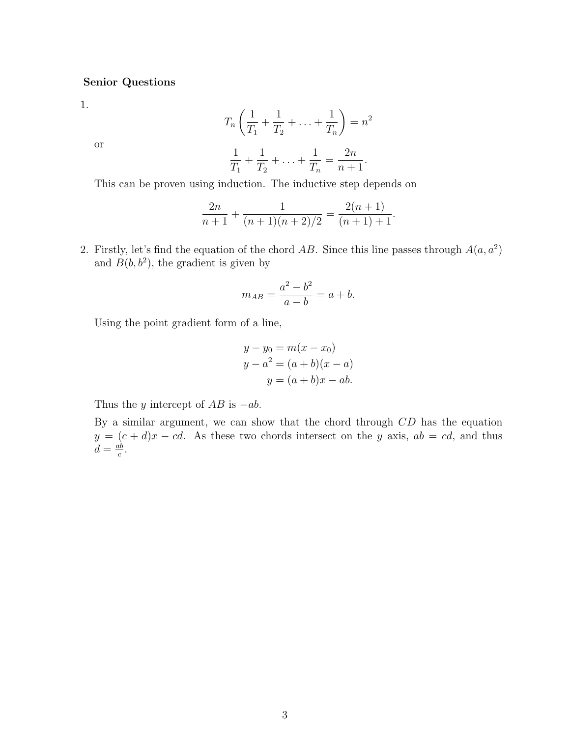**Senior Questions**

1. 
$$T_n\left(\frac{1}{T_1}+\frac{1}{T_2}+\ldots+\frac{1}{T_n}\right)=n^2$$

   or

$$\frac{1}{T_1}+\frac{1}{T_2}+\ldots+\frac{1}{T_n}=\frac{2n}{n+1}.$$

   This can be proven using induction. The inductive step depends on

$$\frac{2n}{n+1}+\frac{1}{(n+1)(n+2)/2}=\frac{2(n+1)}{(n+1)+1}.$$

2. Firstly, let's find the equation of the chord $AB$. Since this line passes through $A(a,a^2)$ and $B(b,b^2)$, the gradient is given by

$$m_{AB}=\frac{a^2-b^2}{a-b}=a+b.$$

   Using the point gradient form of a line,

$$\begin{aligned} y-y_0 &= m(x-x_0)\\ y-a^2 &= (a+b)(x-a)\\ y &= (a+b)x-ab. \end{aligned}$$

   Thus the $y$ intercept of $AB$ is $-ab$.

   By a similar argument, we can show that the chord through $CD$ has the equation $y=(c+d)x-cd$. As these two chords intersect on the $y$ axis, $ab=cd$, and thus $d=\frac{ab}{c}$.